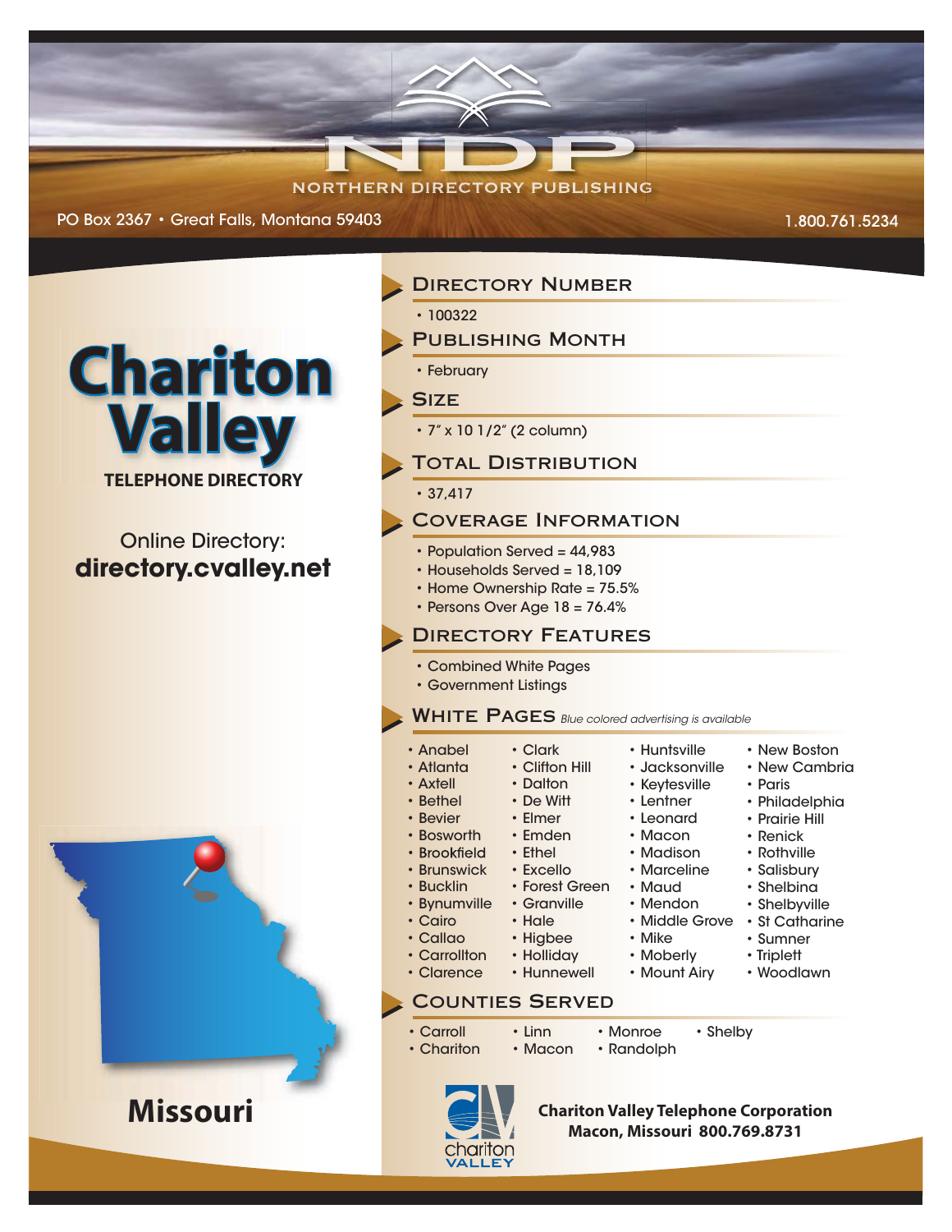# NDP

NORTHERN DIRECTORY PUBLISHING

PO Box 2367 • Great Falls, Montana 59403

1.800.761.5234

# Chariton Valley

**TELEPHONE DIRECTORY**

Online Directory:
**directory.cvalley.net**

## Directory Number

- 100322

## Publishing Month

- February

## Size

- 7″ x 10 1/2″ (2 column)

## Total Distribution

- 37,417

## Coverage Information

- Population Served = 44,983
- Households Served = 18,109
- Home Ownership Rate = 75.5%
- Persons Over Age 18 = 76.4%

## Directory Features

- Combined White Pages
- Government Listings

## White Pages *Blue colored advertising is available*

- Anabel
- Atlanta
- Axtell
- Bethel
- Bevier
- Bosworth
- Brookfield
- Brunswick
- Bucklin
- Bynumville
- Cairo
- Callao
- Carrollton
- Clarence
- Clark
- Clifton Hill
- Dalton
- De Witt
- Elmer
- Emden
- Ethel
- Excello
- Forest Green
- Granville
- Hale
- Higbee
- Holliday
- Hunnewell
- Huntsville
- Jacksonville
- Keytesville
- Lentner
- Leonard
- Macon
- Madison
- Marceline
- Maud
- Mendon
- Middle Grove
- Mike
- Moberly
- Mount Airy
- New Boston
- New Cambria
- Paris
- Philadelphia
- Prairie Hill
- Renick
- Rothville
- Salisbury
- Shelbina
- Shelbyville
- St Catharine
- Sumner
- Triplett
- Woodlawn

## Counties Served

- Carroll
- Chariton
- Linn
- Macon
- Monroe
- Randolph
- Shelby

**Missouri**

chariton VALLEY

**Chariton Valley Telephone Corporation**
**Macon, Missouri 800.769.8731**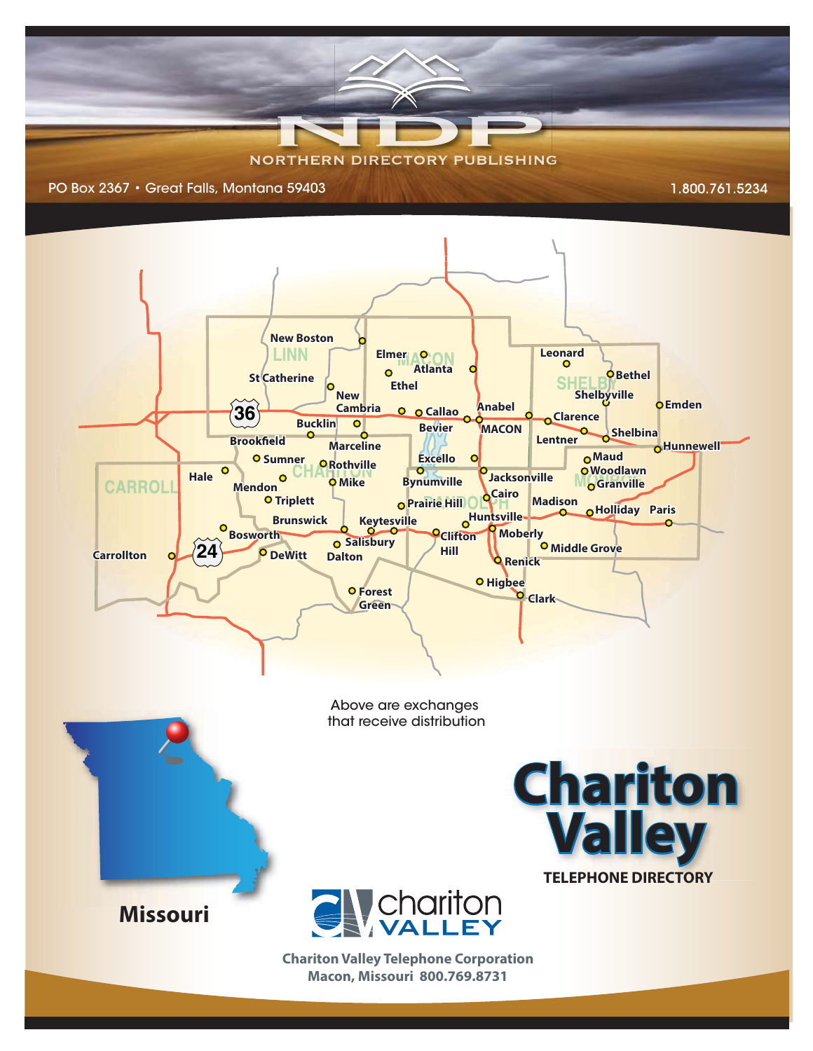NDP

NORTHERN DIRECTORY PUBLISHING

PO Box 2367 • Great Falls, Montana 59403

1.800.761.5234

Above are exchanges that receive distribution

Missouri

# Chariton Valley

**TELEPHONE DIRECTORY**

chariton VALLEY

**Chariton Valley Telephone Corporation**
**Macon, Missouri 800.769.8731**